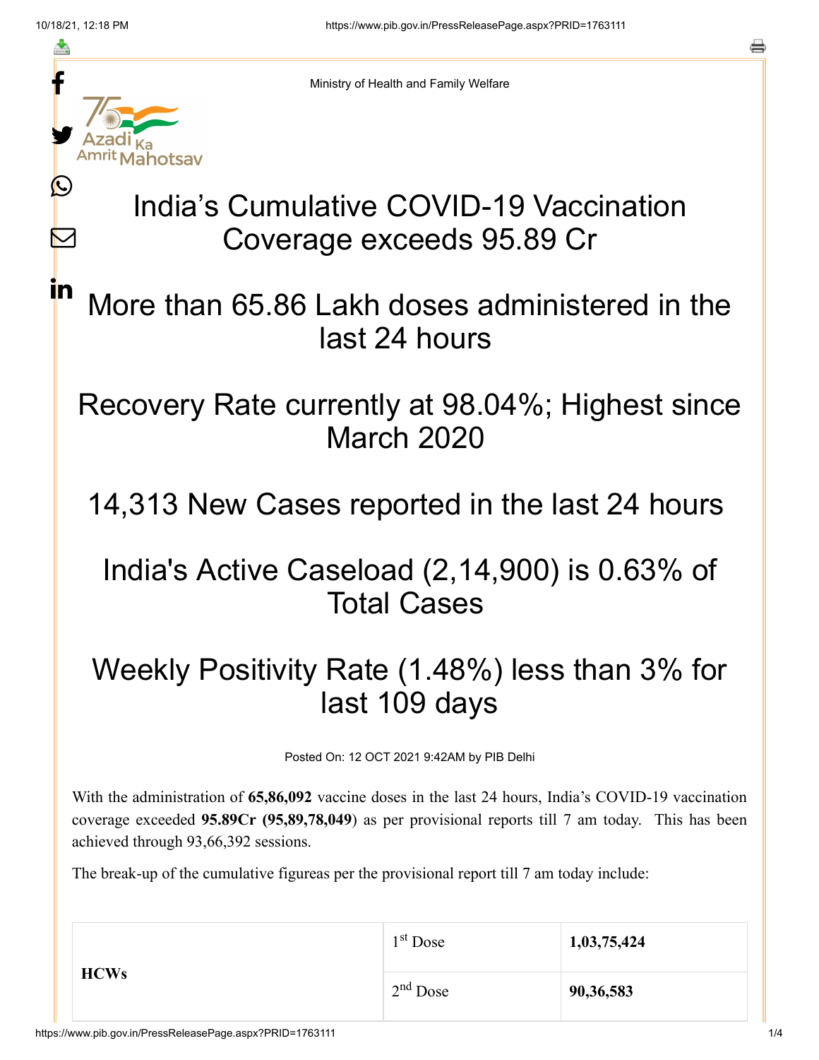Ministry of Health and Family Welfare

# India’s Cumulative COVID-19 Vaccination Coverage exceeds 95.89 Cr

## More than 65.86 Lakh doses administered in the last 24 hours

## Recovery Rate currently at 98.04%; Highest since March 2020

## 14,313 New Cases reported in the last 24 hours

## India's Active Caseload (2,14,900) is 0.63% of Total Cases

## Weekly Positivity Rate (1.48%) less than 3% for last 109 days

Posted On: 12 OCT 2021 9:42AM by PIB Delhi

With the administration of **65,86,092** vaccine doses in the last 24 hours, India’s COVID-19 vaccination coverage exceeded **95.89Cr (95,89,78,049**) as per provisional reports till 7 am today. This has been achieved through 93,66,392 sessions.

The break-up of the cumulative figureas per the provisional report till 7 am today include:

| | | |
|---|---|---|
| **HCWs** | 1st Dose | **1,03,75,424** |
| | 2nd Dose | **90,36,583** |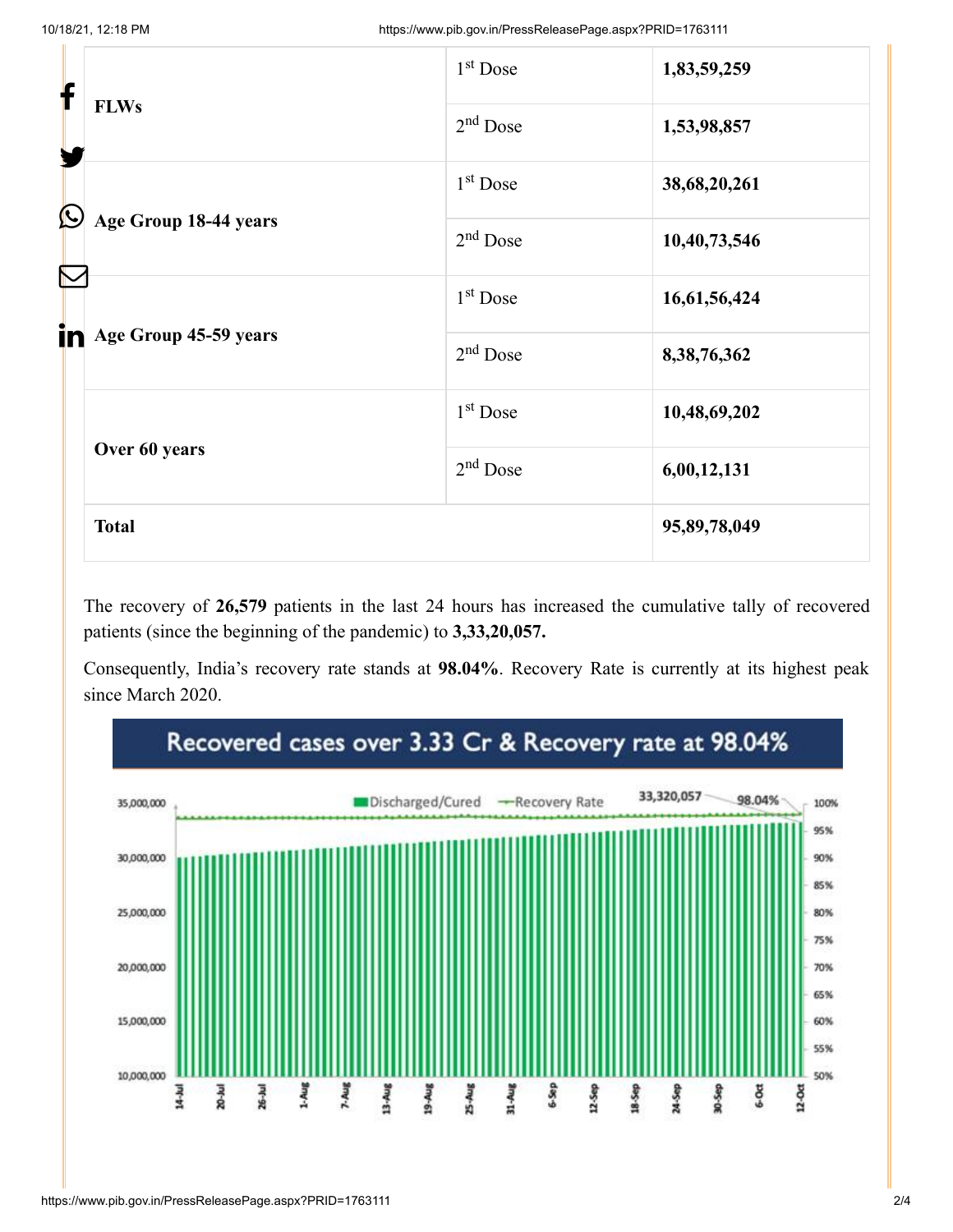| | | |
|---|---|---|
| **FLWs** | 1st Dose | **1,83,59,259** |
| | 2nd Dose | **1,53,98,857** |
| **Age Group 18-44 years** | 1st Dose | **38,68,20,261** |
| | 2nd Dose | **10,40,73,546** |
| **Age Group 45-59 years** | 1st Dose | **16,61,56,424** |
| | 2nd Dose | **8,38,76,362** |
| **Over 60 years** | 1st Dose | **10,48,69,202** |
| | 2nd Dose | **6,00,12,131** |
| **Total** | | **95,89,78,049** |

The recovery of **26,579** patients in the last 24 hours has increased the cumulative tally of recovered patients (since the beginning of the pandemic) to **3,33,20,057.**

Consequently, India's recovery rate stands at **98.04%**. Recovery Rate is currently at its highest peak since March 2020.

Recovered cases over 3.33 Cr & Recovery rate at 98.04%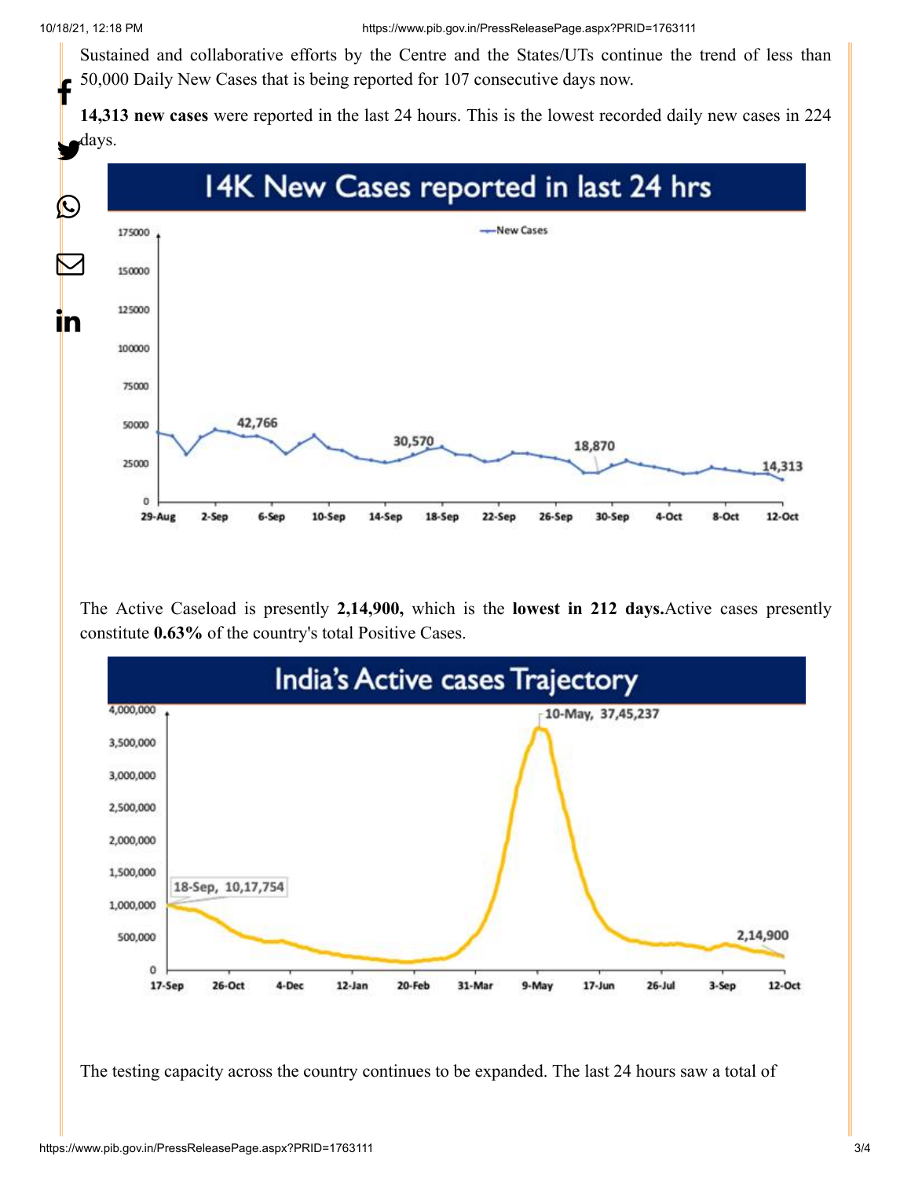Sustained and collaborative efforts by the Centre and the States/UTs continue the trend of less than 50,000 Daily New Cases that is being reported for 107 consecutive days now.

**14,313 new cases** were reported in the last 24 hours. This is the lowest recorded daily new cases in 224 days.

The Active Caseload is presently **2,14,900,** which is the **lowest in 212 days.**Active cases presently constitute **0.63%** of the country's total Positive Cases.

The testing capacity across the country continues to be expanded. The last 24 hours saw a total of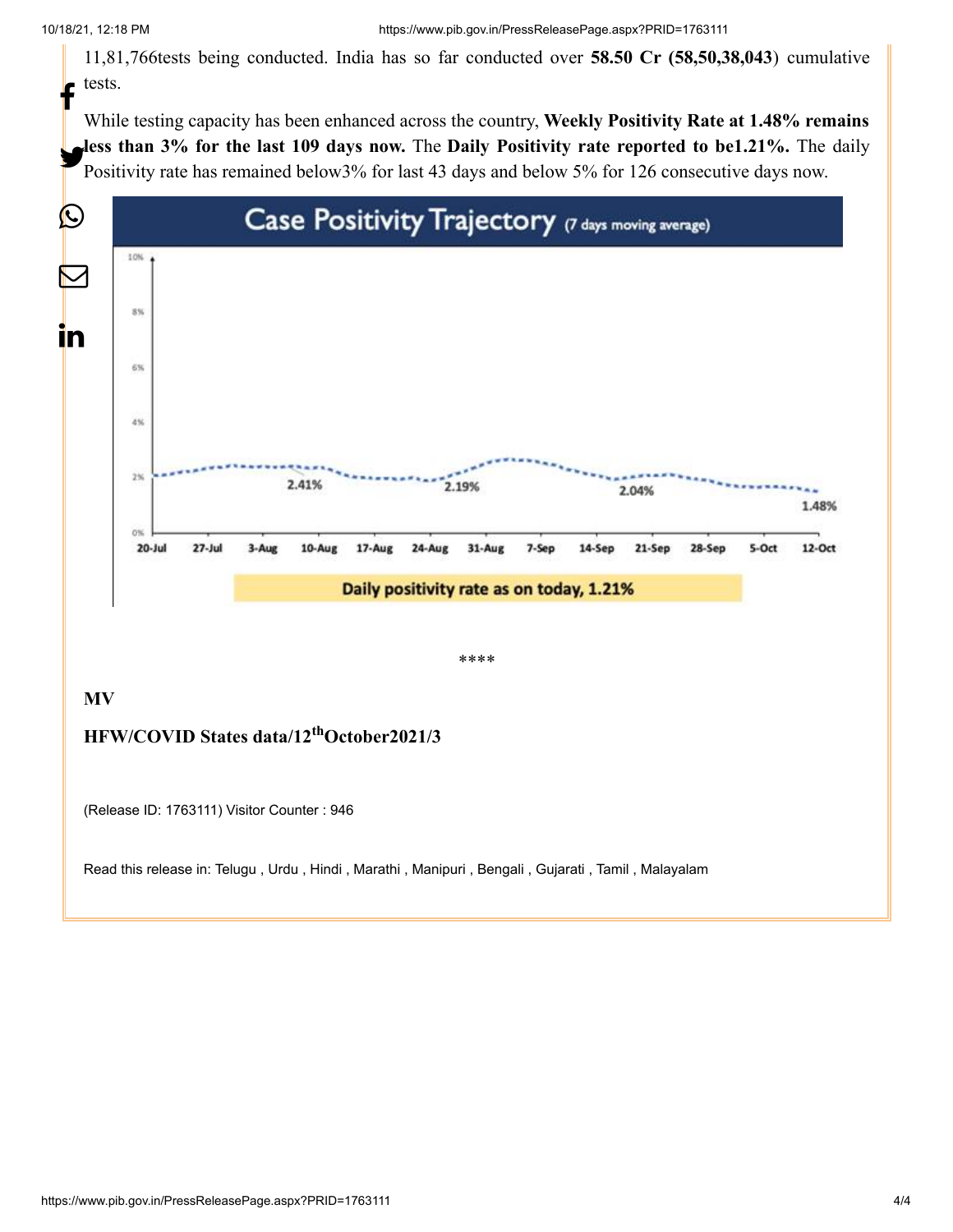11,81,766tests being conducted. India has so far conducted over **58.50 Cr (58,50,38,043**) cumulative tests.

While testing capacity has been enhanced across the country, **Weekly Positivity Rate at 1.48% remains less than 3% for the last 109 days now.** The **Daily Positivity rate reported to be1.21%.** The daily Positivity rate has remained below3% for last 43 days and below 5% for 126 consecutive days now.

Case Positivity Trajectory (7 days moving average)

10%
8%
6%
4%
2%
0%

2.41%
2.19%
2.04%
1.48%

20-Jul 27-Jul 3-Aug 10-Aug 17-Aug 24-Aug 31-Aug 7-Sep 14-Sep 21-Sep 28-Sep 5-Oct 12-Oct

Daily positivity rate as on today, 1.21%

****

**MV**

**HFW/COVID States data/12th October2021/3**

(Release ID: 1763111) Visitor Counter : 946

Read this release in: Telugu , Urdu , Hindi , Marathi , Manipuri , Bengali , Gujarati , Tamil , Malayalam